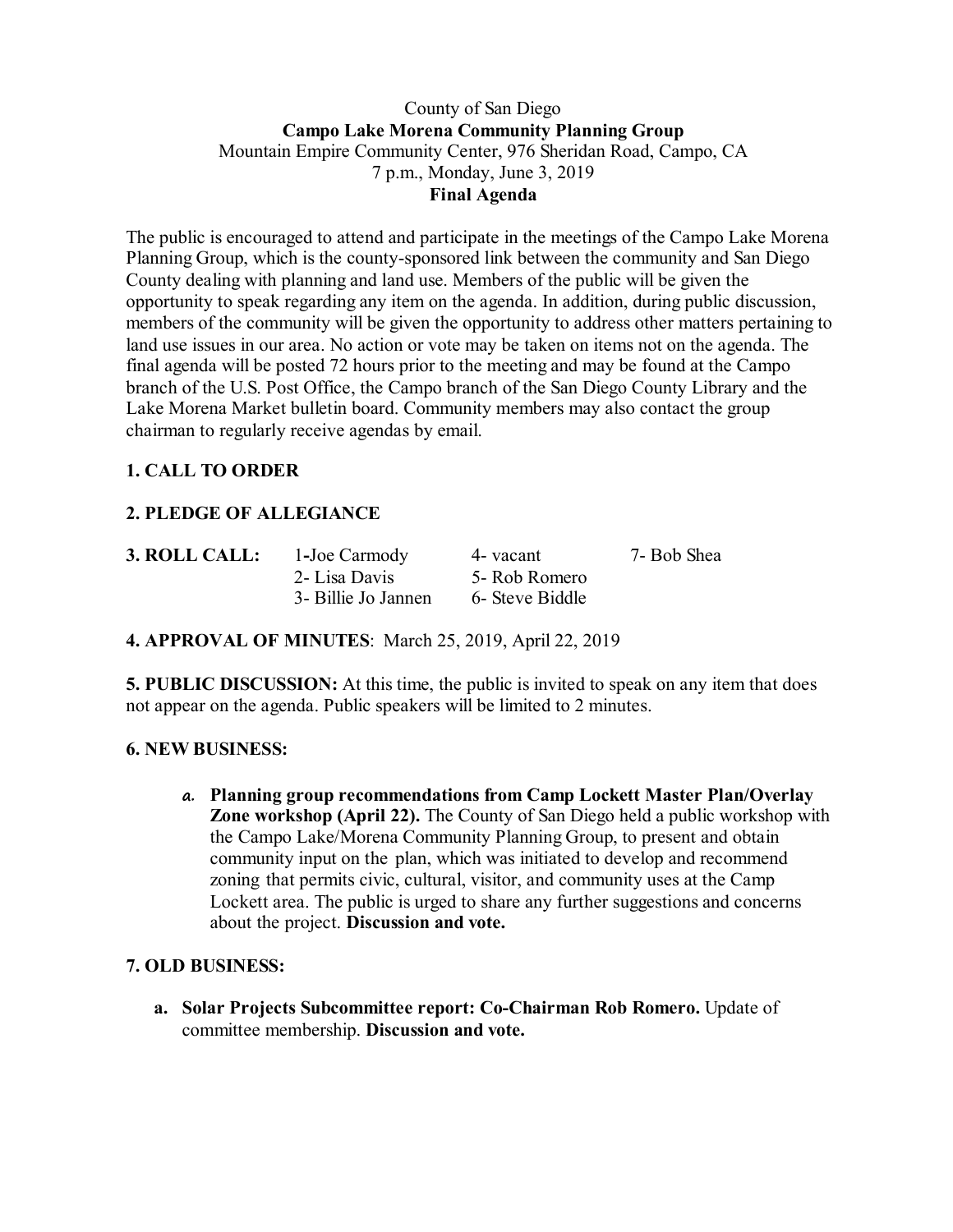County of San Diego

**Campo Lake Morena Community Planning Group**

Mountain Empire Community Center, 976 Sheridan Road, Campo, CA

7 p.m., Monday, June 3, 2019

**Final Agenda**

The public is encouraged to attend and participate in the meetings of the Campo Lake Morena Planning Group, which is the county-sponsored link between the community and San Diego County dealing with planning and land use. Members of the public will be given the opportunity to speak regarding any item on the agenda. In addition, during public discussion, members of the community will be given the opportunity to address other matters pertaining to land use issues in our area. No action or vote may be taken on items not on the agenda. The final agenda will be posted 72 hours prior to the meeting and may be found at the Campo branch of the U.S. Post Office, the Campo branch of the San Diego County Library and the Lake Morena Market bulletin board. Community members may also contact the group chairman to regularly receive agendas by email.

**1. CALL TO ORDER**

**2. PLEDGE OF ALLEGIANCE**

**3. ROLL CALL:**

- 1-Joe Carmody
- 2- Lisa Davis
- 3- Billie Jo Jannen
- 4- vacant
- 5- Rob Romero
- 6- Steve Biddle
- 7- Bob Shea

**4. APPROVAL OF MINUTES**: March 25, 2019, April 22, 2019

**5. PUBLIC DISCUSSION:** At this time, the public is invited to speak on any item that does not appear on the agenda. Public speakers will be limited to 2 minutes.

**6. NEW BUSINESS:**

a. **Planning group recommendations from Camp Lockett Master Plan/Overlay Zone workshop (April 22).** The County of San Diego held a public workshop with the Campo Lake/Morena Community Planning Group, to present and obtain community input on the plan, which was initiated to develop and recommend zoning that permits civic, cultural, visitor, and community uses at the Camp Lockett area. The public is urged to share any further suggestions and concerns about the project. **Discussion and vote.**

**7. OLD BUSINESS:**

a. **Solar Projects Subcommittee report: Co-Chairman Rob Romero.** Update of committee membership. **Discussion and vote.**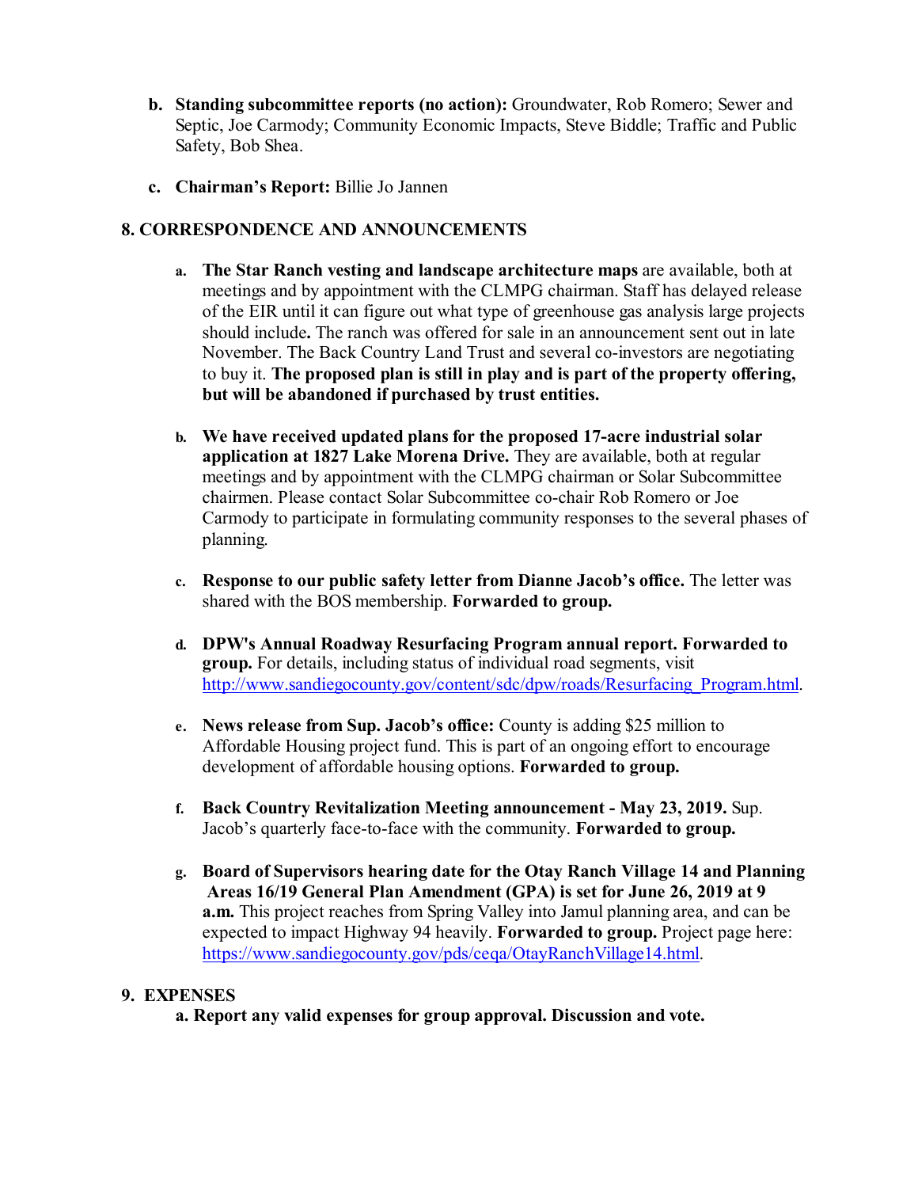- **b. Standing subcommittee reports (no action):** Groundwater, Rob Romero; Sewer and Septic, Joe Carmody; Community Economic Impacts, Steve Biddle; Traffic and Public Safety, Bob Shea.

- **c. Chairman's Report:** Billie Jo Jannen

## 8. CORRESPONDENCE AND ANNOUNCEMENTS

a. **The Star Ranch vesting and landscape architecture maps** are available, both at meetings and by appointment with the CLMPG chairman. Staff has delayed release of the EIR until it can figure out what type of greenhouse gas analysis large projects should include**.** The ranch was offered for sale in an announcement sent out in late November. The Back Country Land Trust and several co-investors are negotiating to buy it. **The proposed plan is still in play and is part of the property offering, but will be abandoned if purchased by trust entities.**

b. **We have received updated plans for the proposed 17-acre industrial solar application at 1827 Lake Morena Drive.** They are available, both at regular meetings and by appointment with the CLMPG chairman or Solar Subcommittee chairmen. Please contact Solar Subcommittee co-chair Rob Romero or Joe Carmody to participate in formulating community responses to the several phases of planning.

c. **Response to our public safety letter from Dianne Jacob's office.** The letter was shared with the BOS membership. **Forwarded to group.**

d. **DPW's Annual Roadway Resurfacing Program annual report. Forwarded to group.** For details, including status of individual road segments, visit http://www.sandiegocounty.gov/content/sdc/dpw/roads/Resurfacing_Program.html.

e. **News release from Sup. Jacob's office:** County is adding $25 million to Affordable Housing project fund. This is part of an ongoing effort to encourage development of affordable housing options. **Forwarded to group.**

f. **Back Country Revitalization Meeting announcement - May 23, 2019.** Sup. Jacob's quarterly face-to-face with the community. **Forwarded to group.**

g. **Board of Supervisors hearing date for the Otay Ranch Village 14 and Planning Areas 16/19 General Plan Amendment (GPA) is set for June 26, 2019 at 9 a.m.** This project reaches from Spring Valley into Jamul planning area, and can be expected to impact Highway 94 heavily. **Forwarded to group.** Project page here: https://www.sandiegocounty.gov/pds/ceqa/OtayRanchVillage14.html.

## 9. EXPENSES

**a. Report any valid expenses for group approval. Discussion and vote.**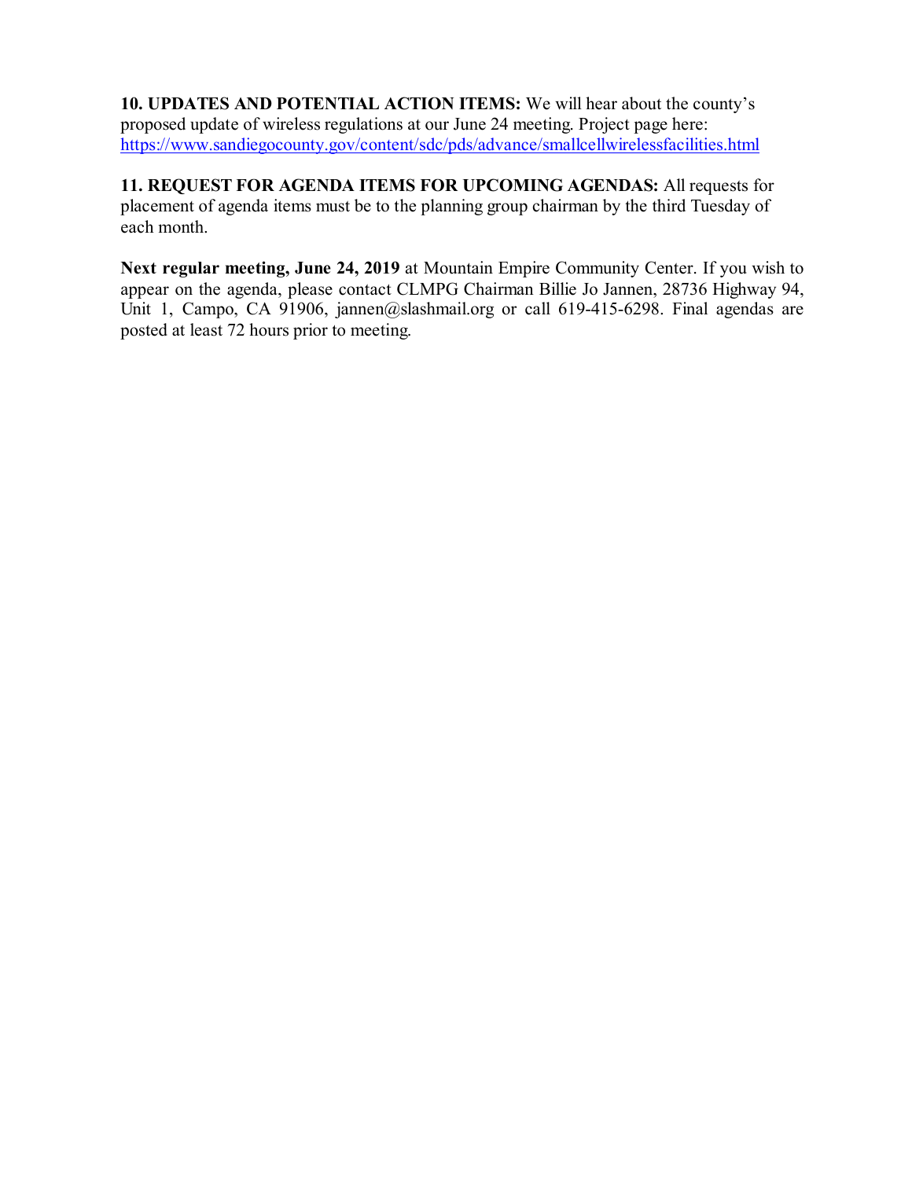**10. UPDATES AND POTENTIAL ACTION ITEMS:** We will hear about the county's proposed update of wireless regulations at our June 24 meeting. Project page here: [https://www.sandiegocounty.gov/content/sdc/pds/advance/smallcellwirelessfacilities.html](https://www.sandiegocounty.gov/content/sdc/pds/advance/smallcellwirelessfacilities.html)

**11. REQUEST FOR AGENDA ITEMS FOR UPCOMING AGENDAS:** All requests for placement of agenda items must be to the planning group chairman by the third Tuesday of each month.

**Next regular meeting, June 24, 2019** at Mountain Empire Community Center. If you wish to appear on the agenda, please contact CLMPG Chairman Billie Jo Jannen, 28736 Highway 94, Unit 1, Campo, CA 91906, jannen@slashmail.org or call 619-415-6298. Final agendas are posted at least 72 hours prior to meeting.